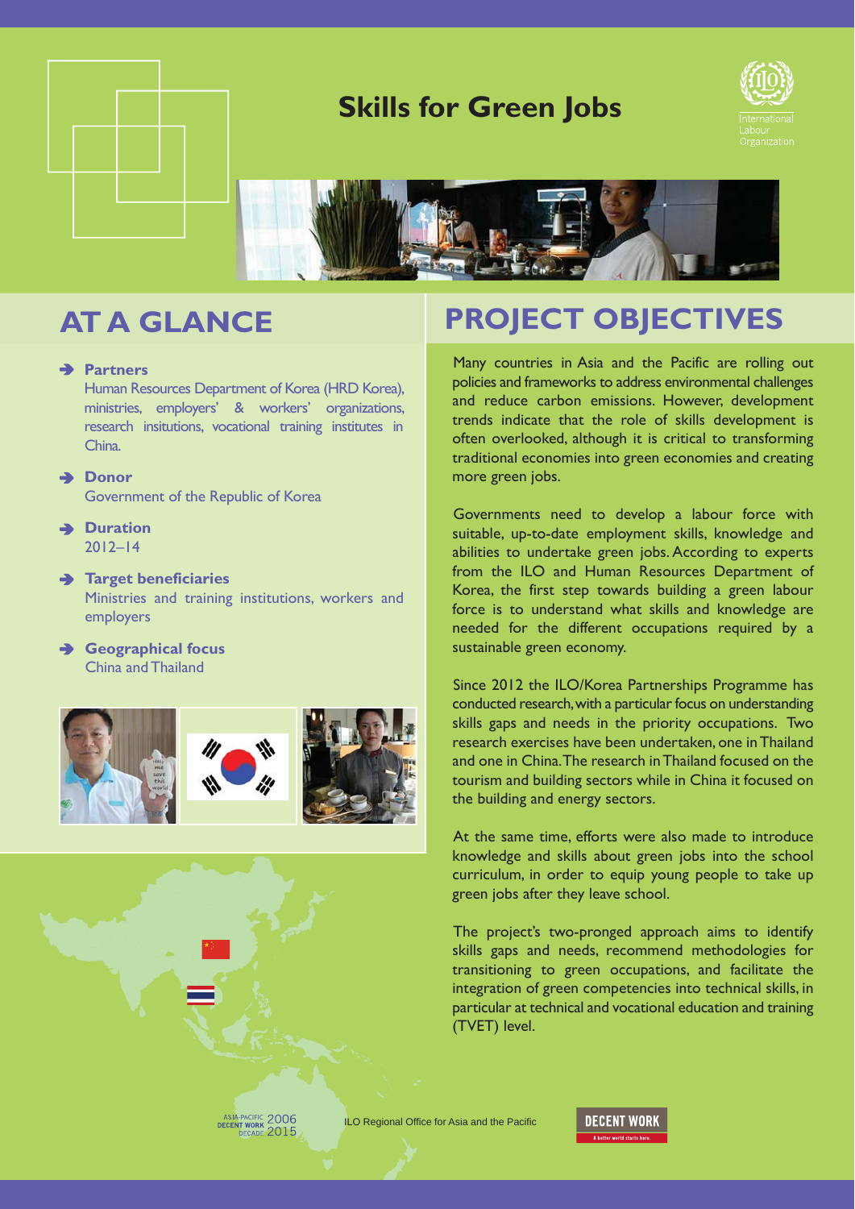# Skills for Green Jobs

## AT A GLANCE

- **Partners**
  Human Resources Department of Korea (HRD Korea), ministries, employers' & workers' organizations, research insitutions, vocational training institutes in China.
- **Donor**
  Government of the Republic of Korea
- **Duration**
  2012–14
- **Target beneficiaries**
  Ministries and training institutions, workers and employers
- **Geographical focus**
  China and Thailand

## PROJECT OBJECTIVES

Many countries in Asia and the Pacific are rolling out policies and frameworks to address environmental challenges and reduce carbon emissions. However, development trends indicate that the role of skills development is often overlooked, although it is critical to transforming traditional economies into green economies and creating more green jobs.

Governments need to develop a labour force with suitable, up-to-date employment skills, knowledge and abilities to undertake green jobs. According to experts from the ILO and Human Resources Department of Korea, the first step towards building a green labour force is to understand what skills and knowledge are needed for the different occupations required by a sustainable green economy.

Since 2012 the ILO/Korea Partnerships Programme has conducted research, with a particular focus on understanding skills gaps and needs in the priority occupations. Two research exercises have been undertaken, one in Thailand and one in China. The research in Thailand focused on the tourism and building sectors while in China it focused on the building and energy sectors.

At the same time, efforts were also made to introduce knowledge and skills about green jobs into the school curriculum, in order to equip young people to take up green jobs after they leave school.

The project's two-pronged approach aims to identify skills gaps and needs, recommend methodologies for transitioning to green occupations, and facilitate the integration of green competencies into technical skills, in particular at technical and vocational education and training (TVET) level.

ILO Regional Office for Asia and the Pacific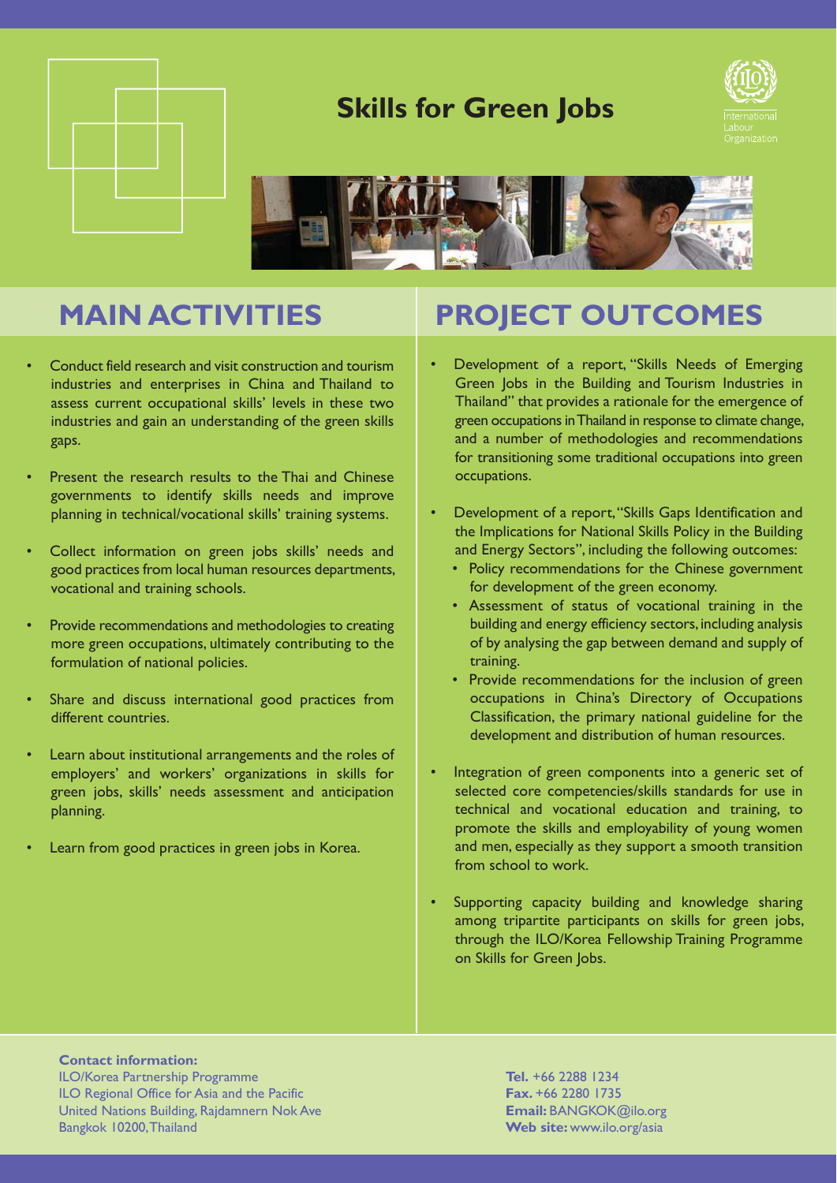# Skills for Green Jobs

International Labour Organization

## MAIN ACTIVITIES

- Conduct field research and visit construction and tourism industries and enterprises in China and Thailand to assess current occupational skills' levels in these two industries and gain an understanding of the green skills gaps.
- Present the research results to the Thai and Chinese governments to identify skills needs and improve planning in technical/vocational skills' training systems.
- Collect information on green jobs skills' needs and good practices from local human resources departments, vocational and training schools.
- Provide recommendations and methodologies to creating more green occupations, ultimately contributing to the formulation of national policies.
- Share and discuss international good practices from different countries.
- Learn about institutional arrangements and the roles of employers' and workers' organizations in skills for green jobs, skills' needs assessment and anticipation planning.
- Learn from good practices in green jobs in Korea.

## PROJECT OUTCOMES

- Development of a report, "Skills Needs of Emerging Green Jobs in the Building and Tourism Industries in Thailand" that provides a rationale for the emergence of green occupations in Thailand in response to climate change, and a number of methodologies and recommendations for transitioning some traditional occupations into green occupations.
- Development of a report, "Skills Gaps Identification and the Implications for National Skills Policy in the Building and Energy Sectors", including the following outcomes:
  - Policy recommendations for the Chinese government for development of the green economy.
  - Assessment of status of vocational training in the building and energy efficiency sectors, including analysis of by analysing the gap between demand and supply of training.
  - Provide recommendations for the inclusion of green occupations in China's Directory of Occupations Classification, the primary national guideline for the development and distribution of human resources.
- Integration of green components into a generic set of selected core competencies/skills standards for use in technical and vocational education and training, to promote the skills and employability of young women and men, especially as they support a smooth transition from school to work.
- Supporting capacity building and knowledge sharing among tripartite participants on skills for green jobs, through the ILO/Korea Fellowship Training Programme on Skills for Green Jobs.

**Contact information:**
ILO/Korea Partnership Programme
ILO Regional Office for Asia and the Pacific
United Nations Building, Rajdamnern Nok Ave
Bangkok 10200, Thailand

**Tel.** +66 2288 1234
**Fax.** +66 2280 1735
**Email:** BANGKOK@ilo.org
**Web site:** www.ilo.org/asia